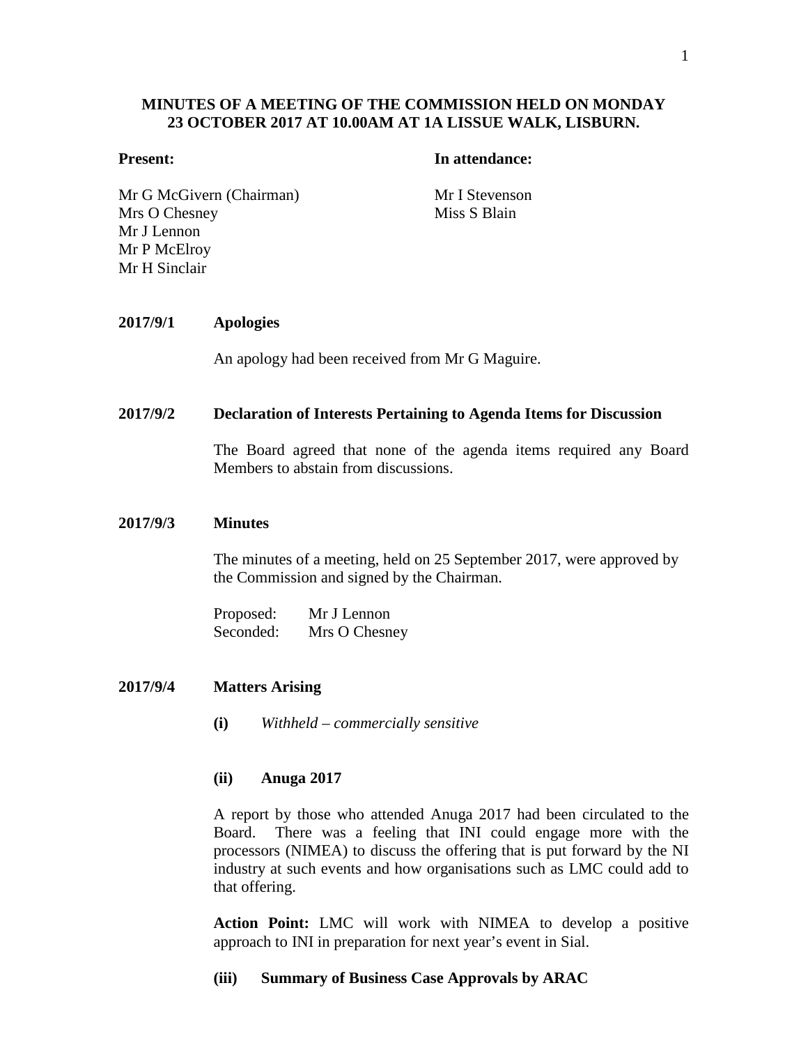**MINUTES OF A MEETING OF THE COMMISSION HELD ON MONDAY 23 OCTOBER 2017 AT 10.00AM AT 1A LISSUE WALK, LISBURN.**

**Present:**

Mr G McGivern (Chairman)
Mrs O Chesney
Mr J Lennon
Mr P McElroy
Mr H Sinclair

**In attendance:**

Mr I Stevenson
Miss S Blain

**2017/9/1 Apologies**

An apology had been received from Mr G Maguire.

**2017/9/2 Declaration of Interests Pertaining to Agenda Items for Discussion**

The Board agreed that none of the agenda items required any Board Members to abstain from discussions.

**2017/9/3 Minutes**

The minutes of a meeting, held on 25 September 2017, were approved by the Commission and signed by the Chairman.

Proposed: Mr J Lennon
Seconded: Mrs O Chesney

**2017/9/4 Matters Arising**

**(i)** *Withheld – commercially sensitive*

**(ii) Anuga 2017**

A report by those who attended Anuga 2017 had been circulated to the Board. There was a feeling that INI could engage more with the processors (NIMEA) to discuss the offering that is put forward by the NI industry at such events and how organisations such as LMC could add to that offering.

**Action Point:** LMC will work with NIMEA to develop a positive approach to INI in preparation for next year's event in Sial.

**(iii) Summary of Business Case Approvals by ARAC**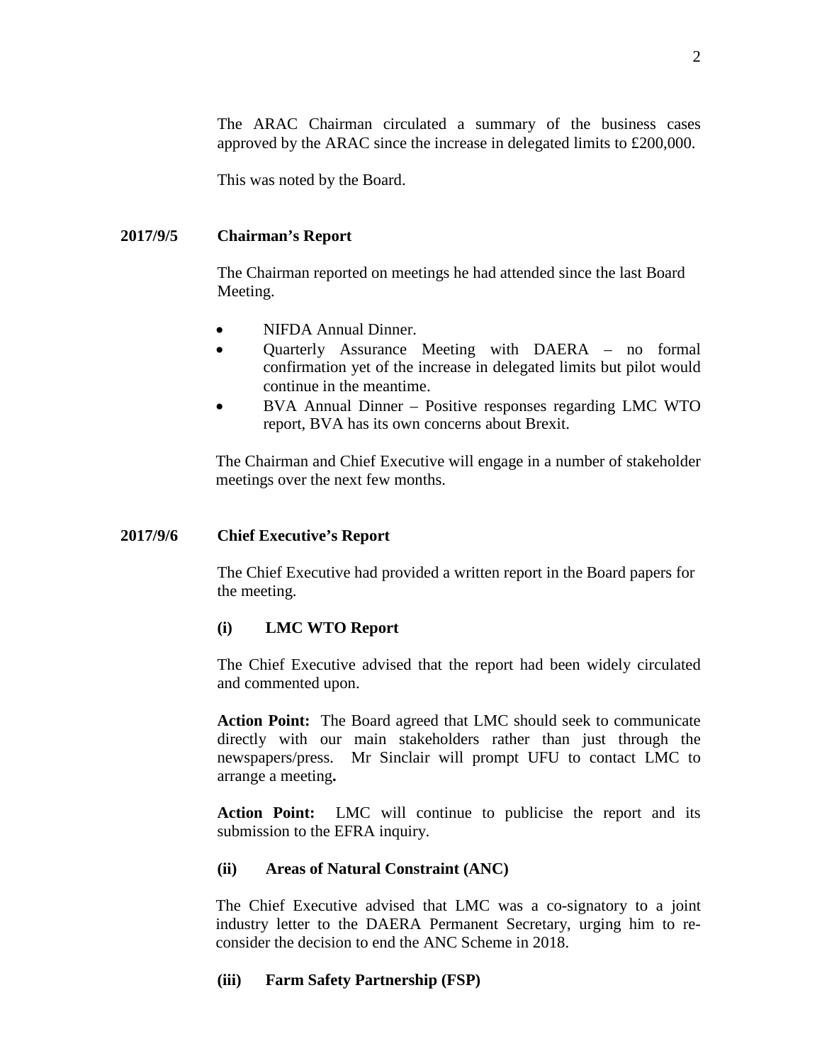The ARAC Chairman circulated a summary of the business cases approved by the ARAC since the increase in delegated limits to £200,000.

This was noted by the Board.

**2017/9/5 Chairman's Report**

The Chairman reported on meetings he had attended since the last Board Meeting.

- NIFDA Annual Dinner.
- Quarterly Assurance Meeting with DAERA – no formal confirmation yet of the increase in delegated limits but pilot would continue in the meantime.
- BVA Annual Dinner – Positive responses regarding LMC WTO report, BVA has its own concerns about Brexit.

The Chairman and Chief Executive will engage in a number of stakeholder meetings over the next few months.

**2017/9/6 Chief Executive's Report**

The Chief Executive had provided a written report in the Board papers for the meeting.

**(i) LMC WTO Report**

The Chief Executive advised that the report had been widely circulated and commented upon.

**Action Point:** The Board agreed that LMC should seek to communicate directly with our main stakeholders rather than just through the newspapers/press. Mr Sinclair will prompt UFU to contact LMC to arrange a meeting**.**

**Action Point:** LMC will continue to publicise the report and its submission to the EFRA inquiry.

**(ii) Areas of Natural Constraint (ANC)**

The Chief Executive advised that LMC was a co-signatory to a joint industry letter to the DAERA Permanent Secretary, urging him to re-consider the decision to end the ANC Scheme in 2018.

**(iii) Farm Safety Partnership (FSP)**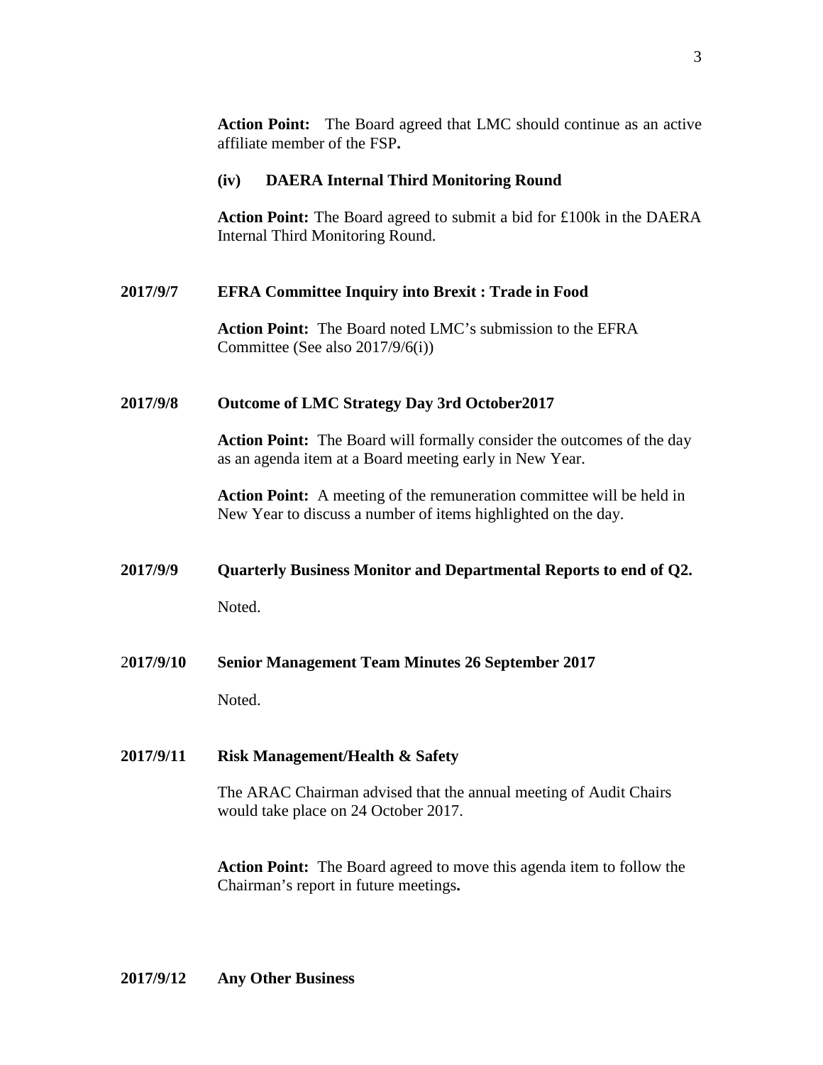**Action Point:** The Board agreed that LMC should continue as an active affiliate member of the FSP**.**

**(iv) DAERA Internal Third Monitoring Round**

**Action Point:** The Board agreed to submit a bid for £100k in the DAERA Internal Third Monitoring Round.

**2017/9/7 EFRA Committee Inquiry into Brexit : Trade in Food**

**Action Point:** The Board noted LMC's submission to the EFRA Committee (See also 2017/9/6(i))

**2017/9/8 Outcome of LMC Strategy Day 3rd October2017**

**Action Point:** The Board will formally consider the outcomes of the day as an agenda item at a Board meeting early in New Year.

**Action Point:** A meeting of the remuneration committee will be held in New Year to discuss a number of items highlighted on the day.

**2017/9/9 Quarterly Business Monitor and Departmental Reports to end of Q2.**

Noted.

2**017/9/10 Senior Management Team Minutes 26 September 2017**

Noted.

**2017/9/11 Risk Management/Health & Safety**

The ARAC Chairman advised that the annual meeting of Audit Chairs would take place on 24 October 2017.

**Action Point:** The Board agreed to move this agenda item to follow the Chairman's report in future meetings**.**

**2017/9/12 Any Other Business**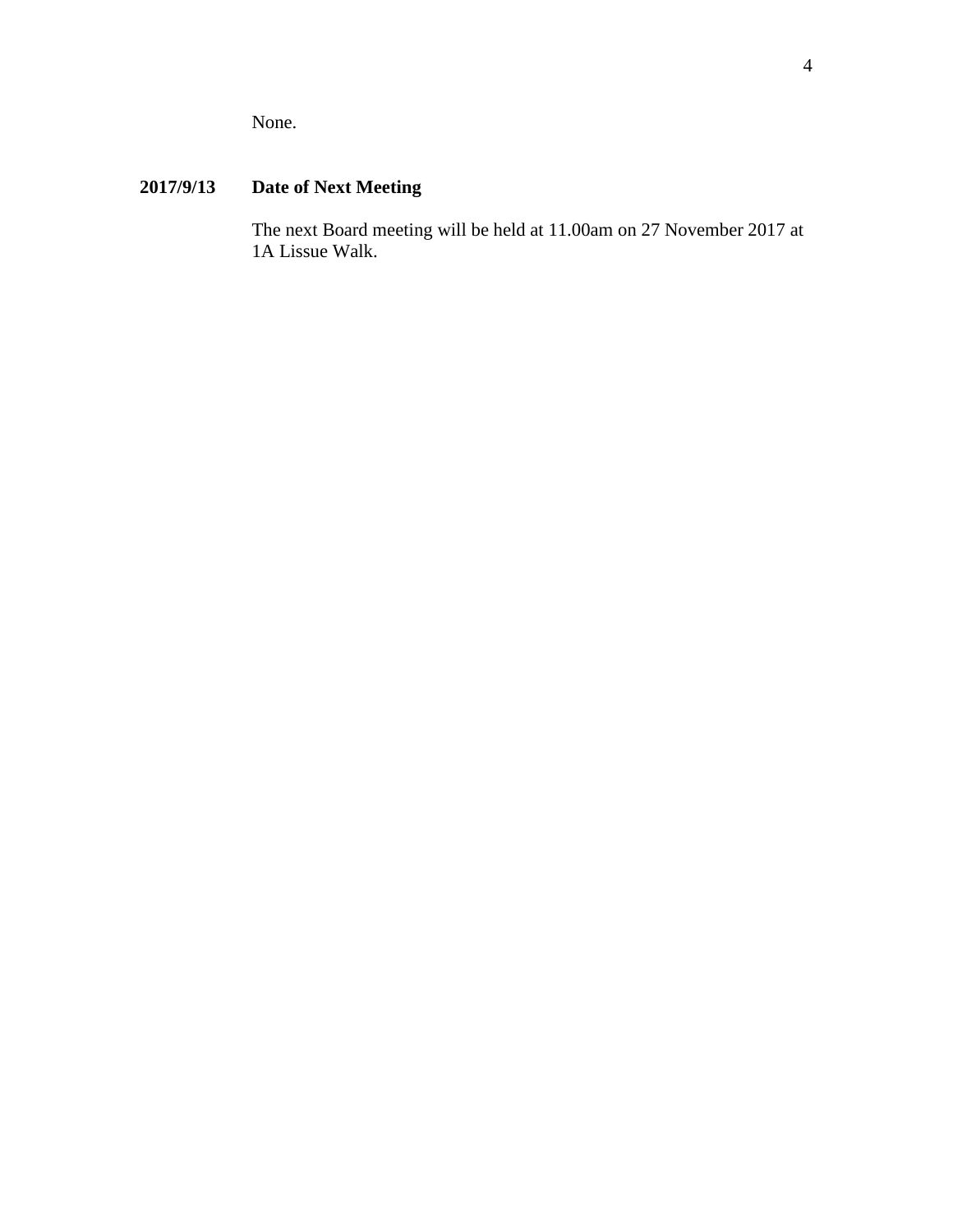None.

**2017/9/13 Date of Next Meeting**

The next Board meeting will be held at 11.00am on 27 November 2017 at 1A Lissue Walk.